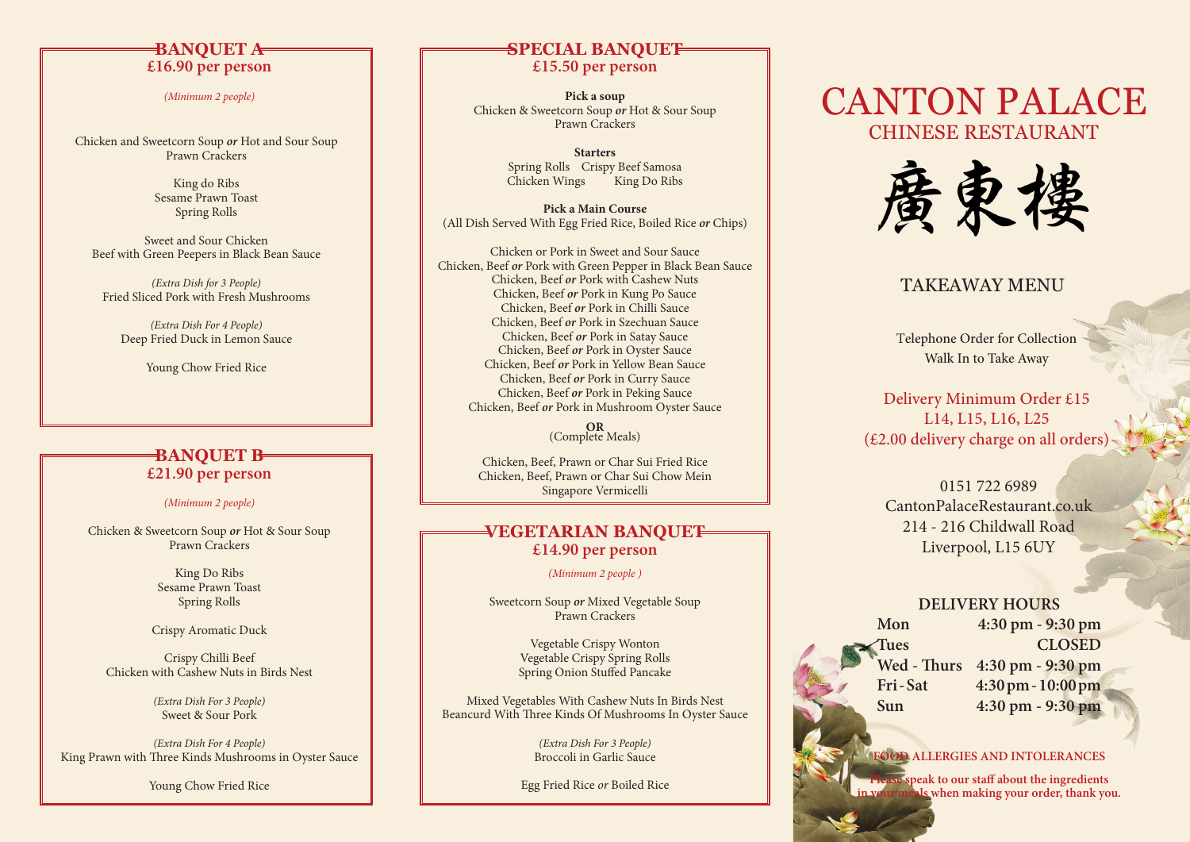## BANQUET A
**£16.90 per person**

*(Minimum 2 people)*

Chicken and Sweetcorn Soup ***or*** Hot and Sour Soup
Prawn Crackers

King do Ribs
Sesame Prawn Toast
Spring Rolls

Sweet and Sour Chicken
Beef with Green Peepers in Black Bean Sauce

*(Extra Dish for 3 People)*
Fried Sliced Pork with Fresh Mushrooms

*(Extra Dish For 4 People)*
Deep Fried Duck in Lemon Sauce

Young Chow Fried Rice

## BANQUET B
**£21.90 per person**

*(Minimum 2 people)*

Chicken & Sweetcorn Soup ***or*** Hot & Sour Soup
Prawn Crackers

King Do Ribs
Sesame Prawn Toast
Spring Rolls

Crispy Aromatic Duck

Crispy Chilli Beef
Chicken with Cashew Nuts in Birds Nest

*(Extra Dish For 3 People)*
Sweet & Sour Pork

*(Extra Dish For 4 People)*
King Prawn with Three Kinds Mushrooms in Oyster Sauce

Young Chow Fried Rice

## SPECIAL BANQUET
**£15.50 per person**

**Pick a soup**
Chicken & Sweetcorn Soup ***or*** Hot & Sour Soup
Prawn Crackers

**Starters**
Spring Rolls    Crispy Beef Samosa
Chicken Wings    King Do Ribs

**Pick a Main Course**
(All Dish Served With Egg Fried Rice, Boiled Rice ***or*** Chips)

Chicken or Pork in Sweet and Sour Sauce
Chicken, Beef ***or*** Pork with Green Pepper in Black Bean Sauce
Chicken, Beef ***or*** Pork with Cashew Nuts
Chicken, Beef ***or*** Pork in Kung Po Sauce
Chicken, Beef ***or*** Pork in Chilli Sauce
Chicken, Beef ***or*** Pork in Szechuan Sauce
Chicken, Beef ***or*** Pork in Satay Sauce
Chicken, Beef ***or*** Pork in Oyster Sauce
Chicken, Beef ***or*** Pork in Yellow Bean Sauce
Chicken, Beef ***or*** Pork in Curry Sauce
Chicken, Beef ***or*** Pork in Peking Sauce
Chicken, Beef ***or*** Pork in Mushroom Oyster Sauce

**OR**
(Complete Meals)

Chicken, Beef, Prawn or Char Sui Fried Rice
Chicken, Beef, Prawn or Char Sui Chow Mein
Singapore Vermicelli

## VEGETARIAN BANQUET
**£14.90 per person**

*(Minimum 2 people )*

Sweetcorn Soup ***or*** Mixed Vegetable Soup
Prawn Crackers

Vegetable Crispy Wonton
Vegetable Crispy Spring Rolls
Spring Onion Stuffed Pancake

Mixed Vegetables With Cashew Nuts In Birds Nest
Beancurd With Three Kinds Of Mushrooms In Oyster Sauce

*(Extra Dish For 3 People)*
Broccoli in Garlic Sauce

Egg Fried Rice ***or*** Boiled Rice

# CANTON PALACE
## CHINESE RESTAURANT

廣東樓

## TAKEAWAY MENU

Telephone Order for Collection
Walk In to Take Away

Delivery Minimum Order £15
L14, L15, L16, L25
(£2.00 delivery charge on all orders)

0151 722 6989
CantonPalaceRestaurant.co.uk
214 - 216 Childwall Road
Liverpool, L15 6UY

### DELIVERY HOURS

| Day | Hours |
|---|---|
| **Mon** | **4:30 pm - 9:30 pm** |
| **Tues** | **CLOSED** |
| **Wed - Thurs** | **4:30 pm - 9:30 pm** |
| **Fri - Sat** | **4:30 pm - 10:00 pm** |
| **Sun** | **4:30 pm - 9:30 pm** |

**FOOD ALLERGIES AND INTOLERANCES**

**Please speak to our staff about the ingredients in your meals when making your order, thank you.**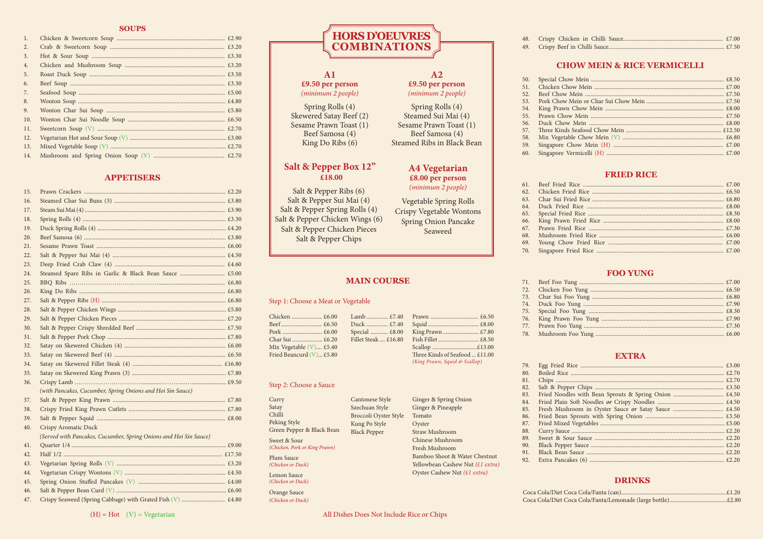## SOUPS

| | | |
|---|---|---|
| 1. | Chicken & Sweetcorn Soup | £2.90 |
| 2. | Crab & Sweetcorn Soup | £3.20 |
| 3. | Hot & Sour Soup | £3.30 |
| 4. | Chicken and Mushroom Soup | £3.20 |
| 5. | Roast Duck Soup | £3.50 |
| 6. | Beef Soup | £3.30 |
| 7. | Seafood Soup | £5.00 |
| 8. | Wonton Soup | £4.80 |
| 9. | Wonton Char Sui Soup | £5.80 |
| 10. | Wonton Char Sui Noodle Soup | £6.50 |
| 11. | Sweetcorn Soup (V) | £2.70 |
| 12. | Vegetarian Hot and Sour Soup (V) | £3.00 |
| 13. | Mixed Vegetable Soup (V) | £2.70 |
| 14. | Mushroom and Spring Onion Soup (V) | £2.70 |

## APPETISERS

| | | |
|---|---|---|
| 15. | Prawn Crackers | £2.20 |
| 16. | Steamed Char Sui Buns (3) | £3.80 |
| 17. | Steam Sui Mai (4) | £3.90 |
| 18. | Spring Rolls (4) | £3.30 |
| 19. | Duck Spring Rolls (4) | £4.20 |
| 20. | Beef Samosa (6) | £3.80 |
| 21. | Sesame Prawn Toast | £6.00 |
| 22. | Salt & Pepper Sui Mai (4) | £4.50 |
| 23. | Deep Fried Crab Claw (4) | £4.60 |
| 24. | Steamed Spare Ribs in Garlic & Black Bean Sauce | £5.00 |
| 25. | BBQ Ribs | £6.80 |
| 26. | King Do Ribs | £6.80 |
| 27. | Salt & Pepper Ribs (H) | £6.80 |
| 28. | Salt & Pepper Chicken Wings | £5.80 |
| 29. | Salt & Pepper Chicken Pieces | £7.20 |
| 30. | Salt & Pepper Crispy Shredded Beef | £7.50 |
| 31. | Salt & Pepper Pork Chop | £7.80 |
| 32. | Satay on Skewered Chicken (4) | £6.00 |
| 33. | Satay on Skewered Beef (4) | £6.50 |
| 34. | Satay on Skewered Fillet Steak (4) | £16.80 |
| 35. | Satay on Skewered King Prawn (3) | £7.80 |
| 36. | Crispy Lamb *(with Pancakes, Cucumber, Spring Onions and Hoi Sin Sauce)* | £9.50 |
| 37. | Salt & Pepper King Prawn | £7.80 |
| 38. | Crispy Fried King Prawn Cutlets | £7.80 |
| 39. | Salt & Pepper Squid | £8.00 |
| 40. | Crispy Aromatic Duck *(Served with Pancakes, Cucumber, Spring Onions and Hoi Sin Sauce)* | |
| 41. | Quarter 1/4 | £9.00 |
| 42. | Half 1/2 | £17.50 |
| 43. | Vegetarian Spring Rolls (V) | £3.20 |
| 44. | Vegetarian Crispy Wontons (V) | £4.50 |
| 45. | Spring Onion Stuffed Pancakes (V) | £4.00 |
| 46. | Salt & Pepper Bean Curd (V) | £6.00 |
| 47. | Crispy Seaweed (Spring Cabbage) with Grated Fish (V) | £4.80 |

(H) = Hot (V) = Vegetarian

## HORS D'OEUVRES COMBINATIONS

### A1
**£9.50 per person**
*(minimum 2 people)*

Spring Rolls (4)
Skewered Satay Beef (2)
Sesame Prawn Toast (1)
Beef Samosa (4)
King Do Ribs (6)

### A2
**£9.50 per person**
*(minimum 2 people)*

Spring Rolls (4)
Steamed Sui Mai (4)
Sesame Prawn Toast (1)
Beef Samosa (4)
Steamed Ribs in Black Bean

### Salt & Pepper Box 12"
**£18.00**

Salt & Pepper Ribs (6)
Salt & Pepper Sui Mai (4)
Salt & Pepper Spring Rolls (4)
Salt & Pepper Chicken Wings (6)
Salt & Pepper Chicken Pieces
Salt & Pepper Chips

### A4 Vegetarian
**£8.00 per person**
*(minimum 2 people)*

Vegetable Spring Rolls
Crispy Vegetable Wontons
Spring Onion Pancake
Seaweed

## MAIN COURSE

### Step 1: Choose a Meat or Vegetable

| | | |
|---|---|---|
| Chicken £6.00 | Lamb £7.40 | Prawn £6.50 |
| Beef £6.50 | Duck £7.40 | Squid £8.00 |
| Pork £6.00 | Special £8.00 | King Prawn £7.80 |
| Char Sui £6.20 | Fillet Steak £16.80 | Fish Fillet £8.50 |
| Mix Vegetable (V) £5.40 | | Scallop £13.00 |
| Fried Beancurd (V) £5.80 | | Three Kinds of Seafood £11.00 *(King Prawn, Squid & Scallop)* |

### Step 2: Choose a Sauce

| | | |
|---|---|---|
| Curry | Cantonese Style | Ginger & Spring Onion |
| Satay | Szechuan Style | Ginger & Pineapple |
| Chilli | Broccoli Oyster Style | Tomato |
| Peking Style | Kung Po Style | Oyster |
| Green Pepper & Black Bean | Black Pepper | Straw Mushroom |
| Sweet & Sour *(Chicken, Pork or King Prawn)* | | Chinese Mushroom |
| Plum Sauce *(Chicken or Duck)* | | Fresh Mushroom |
| Lemon Sauce *(Chicken or Duck)* | | Bamboo Shoot & Water Chestnut |
| Orange Sauce *(Chicken or Duck)* | | Yellowbean Cashew Nut *(£1 extra)* |
| | | Oyster Cashew Nut *(£1 extra)* |

All Dishes Does Not Include Rice or Chips

| | | |
|---|---|---|
| 48. | Crispy Chicken in Chilli Sauce | £7.00 |
| 49. | Crispy Beef in Chilli Sauce | £7.50 |

## CHOW MEIN & RICE VERMICELLI

| | | |
|---|---|---|
| 50. | Special Chow Mein | £8.50 |
| 51. | Chicken Chow Mein | £7.00 |
| 52. | Beef Chow Mein | £7.50 |
| 53. | Pork Chow Mein or Char Sui Chow Mein | £7.50 |
| 54. | King Prawn Chow Mein | £8.00 |
| 55. | Prawn Chow Mein | £7.50 |
| 56. | Duck Chow Mein | £8.00 |
| 57. | Three Kinds Seafood Chow Mein | £12.50 |
| 58. | Mix Vegetable Chow Mein (V) | £6.80 |
| 59. | Singapore Chow Mein (H) | £7.00 |
| 60. | Singapore Vermicelli (H) | £7.00 |

## FRIED RICE

| | | |
|---|---|---|
| 61. | Beef Fried Rice | £7.00 |
| 62. | Chicken Fried Rice | £6.50 |
| 63. | Char Sui Fried Rice | £6.80 |
| 64. | Duck Fried Rice | £8.00 |
| 65. | Special Fried Rice | £8.30 |
| 66. | King Prawn Fried Rice | £8.00 |
| 67. | Prawn Fried Rice | £7.30 |
| 68. | Mushroom Fried Rice | £6.00 |
| 69. | Young Chow Fried Rice | £7.00 |
| 70. | Singapore Fried Rice | £7.00 |

## FOO YUNG

| | | |
|---|---|---|
| 71. | Beef Foo Yung | £7.00 |
| 72. | Chicken Foo Yung | £6.50 |
| 73. | Char Sui Foo Yung | £6.80 |
| 74. | Duck Foo Yung | £7.90 |
| 75. | Special Foo Yung | £8.30 |
| 76. | King Prawn Foo Yung | £7.90 |
| 77. | Prawn Foo Yung | £7.30 |
| 78. | Mushroom Foo Yung | £6.00 |

## EXTRA

| | | |
|---|---|---|
| 79. | Egg Fried Rice | £3.00 |
| 80. | Boiled Rice | £2.70 |
| 81. | Chips | £2.70 |
| 82. | Salt & Pepper Chips | £3.50 |
| 83. | Fried Noodles with Bean Sprouts & Spring Onion | £4.50 |
| 84. | Fried Plain Soft Noodles *or* Crispy Noodles | £4.50 |
| 85. | Fresh Mushroom in Oyster Sauce *or* Satay Sauce | £4.50 |
| 86. | Fried Bean Sprouts with Spring Onion | £3.50 |
| 87. | Fried Mixed Vegetables | £5.00 |
| 88. | Curry Sauce | £2.20 |
| 89. | Sweet & Sour Sauce | £2.20 |
| 90. | Black Pepper Sauce | £2.20 |
| 91. | Black Bean Sauce | £2.20 |
| 92. | Extra Pancakes (6) | £2.20 |

## DRINKS

| | |
|---|---|
| Coca Cola/Diet Coca Cola/Fanta (can) | £1.20 |
| Coca Cola/Diet Coca Cola/Fanta/Lemonade (large bottle) | £2.80 |